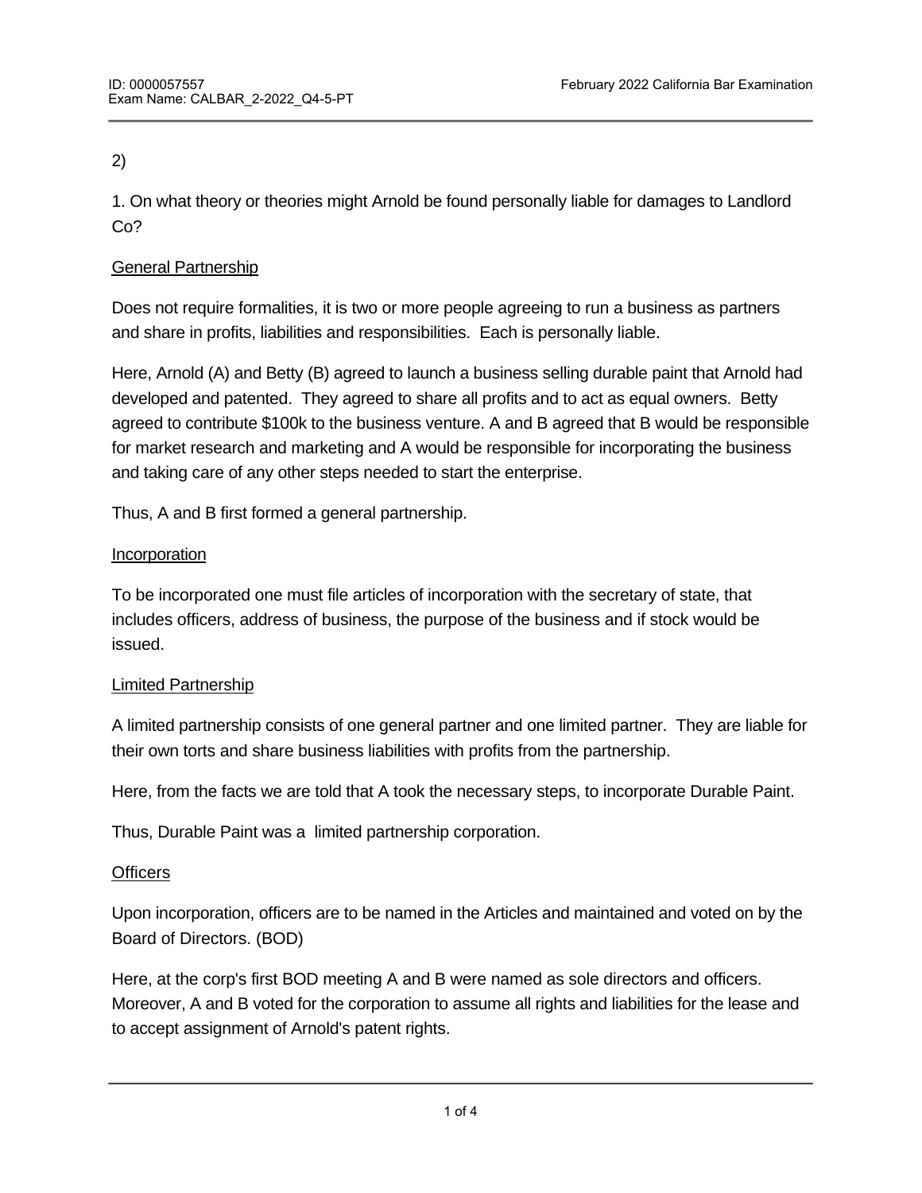2)

1. On what theory or theories might Arnold be found personally liable for damages to Landlord Co?

<u>General Partnership</u>

Does not require formalities, it is two or more people agreeing to run a business as partners and share in profits, liabilities and responsibilities. Each is personally liable.

Here, Arnold (A) and Betty (B) agreed to launch a business selling durable paint that Arnold had developed and patented. They agreed to share all profits and to act as equal owners. Betty agreed to contribute $100k to the business venture. A and B agreed that B would be responsible for market research and marketing and A would be responsible for incorporating the business and taking care of any other steps needed to start the enterprise.

Thus, A and B first formed a general partnership.

<u>Incorporation</u>

To be incorporated one must file articles of incorporation with the secretary of state, that includes officers, address of business, the purpose of the business and if stock would be issued.

<u>Limited Partnership</u>

A limited partnership consists of one general partner and one limited partner. They are liable for their own torts and share business liabilities with profits from the partnership.

Here, from the facts we are told that A took the necessary steps, to incorporate Durable Paint.

Thus, Durable Paint was a limited partnership corporation.

<u>Officers</u>

Upon incorporation, officers are to be named in the Articles and maintained and voted on by the Board of Directors. (BOD)

Here, at the corp's first BOD meeting A and B were named as sole directors and officers. Moreover, A and B voted for the corporation to assume all rights and liabilities for the lease and to accept assignment of Arnold's patent rights.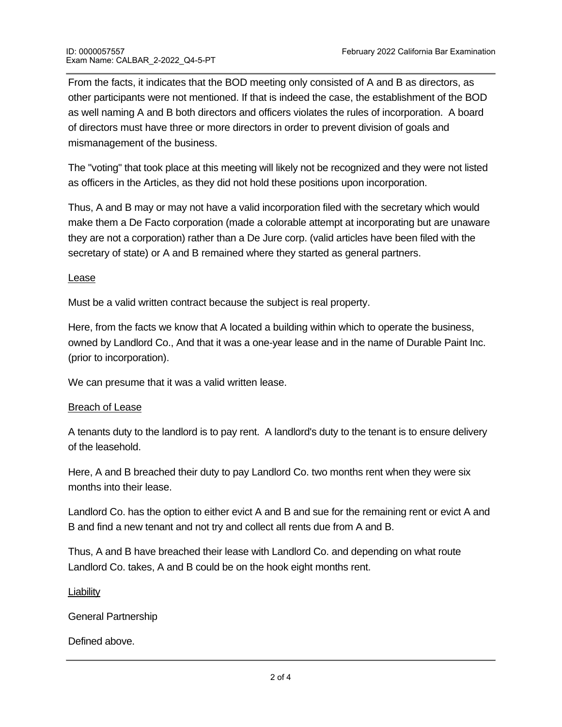From the facts, it indicates that the BOD meeting only consisted of A and B as directors, as other participants were not mentioned. If that is indeed the case, the establishment of the BOD as well naming A and B both directors and officers violates the rules of incorporation.  A board of directors must have three or more directors in order to prevent division of goals and mismanagement of the business.

The "voting" that took place at this meeting will likely not be recognized and they were not listed as officers in the Articles, as they did not hold these positions upon incorporation.

Thus, A and B may or may not have a valid incorporation filed with the secretary which would make them a De Facto corporation (made a colorable attempt at incorporating but are unaware they are not a corporation) rather than a De Jure corp. (valid articles have been filed with the secretary of state) or A and B remained where they started as general partners.

<u>Lease</u>

Must be a valid written contract because the subject is real property.

Here, from the facts we know that A located a building within which to operate the business, owned by Landlord Co., And that it was a one-year lease and in the name of Durable Paint Inc. (prior to incorporation).

We can presume that it was a valid written lease.

<u>Breach of Lease</u>

A tenants duty to the landlord is to pay rent.  A landlord's duty to the tenant is to ensure delivery of the leasehold.

Here, A and B breached their duty to pay Landlord Co. two months rent when they were six months into their lease.

Landlord Co. has the option to either evict A and B and sue for the remaining rent or evict A and B and find a new tenant and not try and collect all rents due from A and B.

Thus, A and B have breached their lease with Landlord Co. and depending on what route Landlord Co. takes, A and B could be on the hook eight months rent.

<u>Liability</u>

General Partnership

Defined above.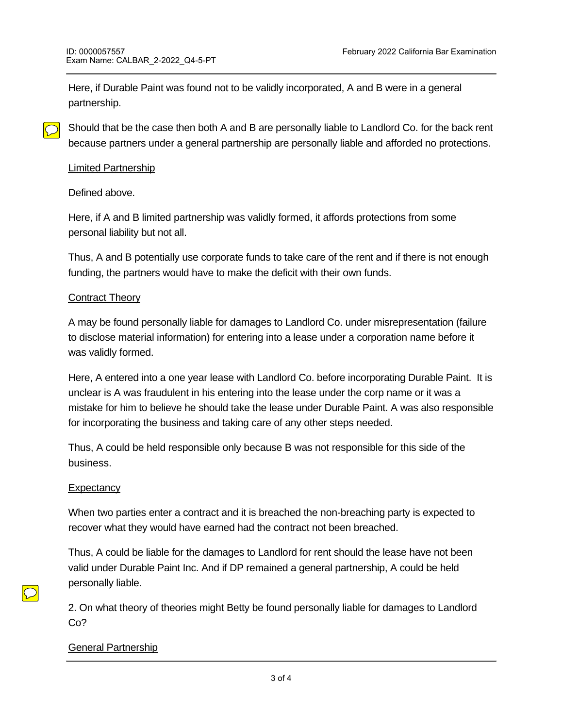Here, if Durable Paint was found not to be validly incorporated, A and B were in a general partnership.

Should that be the case then both A and B are personally liable to Landlord Co. for the back rent because partners under a general partnership are personally liable and afforded no protections.

<u>Limited Partnership</u>

Defined above.

Here, if A and B limited partnership was validly formed, it affords protections from some personal liability but not all.

Thus, A and B potentially use corporate funds to take care of the rent and if there is not enough funding, the partners would have to make the deficit with their own funds.

<u>Contract Theory</u>

A may be found personally liable for damages to Landlord Co. under misrepresentation (failure to disclose material information) for entering into a lease under a corporation name before it was validly formed.

Here, A entered into a one year lease with Landlord Co. before incorporating Durable Paint.  It is unclear is A was fraudulent in his entering into the lease under the corp name or it was a mistake for him to believe he should take the lease under Durable Paint. A was also responsible for incorporating the business and taking care of any other steps needed.

Thus, A could be held responsible only because B was not responsible for this side of the business.

<u>Expectancy</u>

When two parties enter a contract and it is breached the non-breaching party is expected to recover what they would have earned had the contract not been breached.

Thus, A could be liable for the damages to Landlord for rent should the lease have not been valid under Durable Paint Inc. And if DP remained a general partnership, A could be held personally liable.

2. On what theory of theories might Betty be found personally liable for damages to Landlord Co?

<u>General Partnership</u>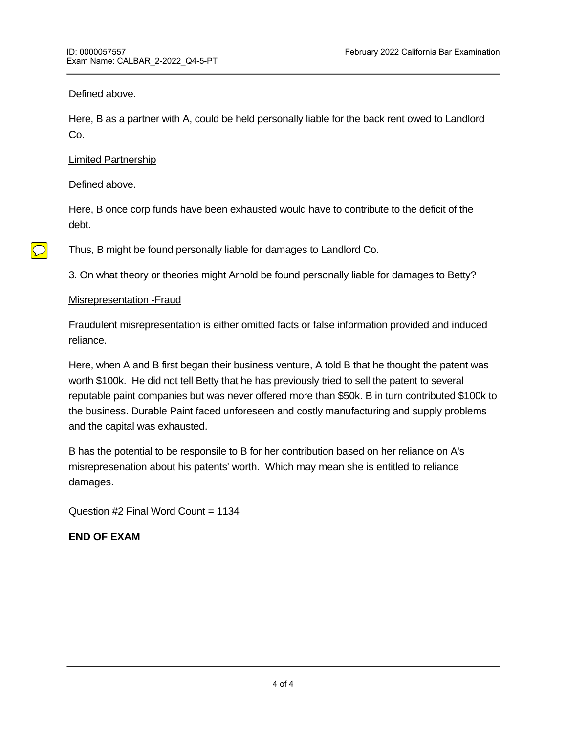Defined above.

Here, B as a partner with A, could be held personally liable for the back rent owed to Landlord Co.

<u>Limited Partnership</u>

Defined above.

Here, B once corp funds have been exhausted would have to contribute to the deficit of the debt.

Thus, B might be found personally liable for damages to Landlord Co.

3. On what theory or theories might Arnold be found personally liable for damages to Betty?

<u>Misrepresentation -Fraud</u>

Fraudulent misrepresentation is either omitted facts or false information provided and induced reliance.

Here, when A and B first began their business venture, A told B that he thought the patent was worth $100k. He did not tell Betty that he has previously tried to sell the patent to several reputable paint companies but was never offered more than $50k. B in turn contributed $100k to the business. Durable Paint faced unforeseen and costly manufacturing and supply problems and the capital was exhausted.

B has the potential to be responsile to B for her contribution based on her reliance on A's misrepresenation about his patents' worth. Which may mean she is entitled to reliance damages.

Question #2 Final Word Count = 1134

**END OF EXAM**